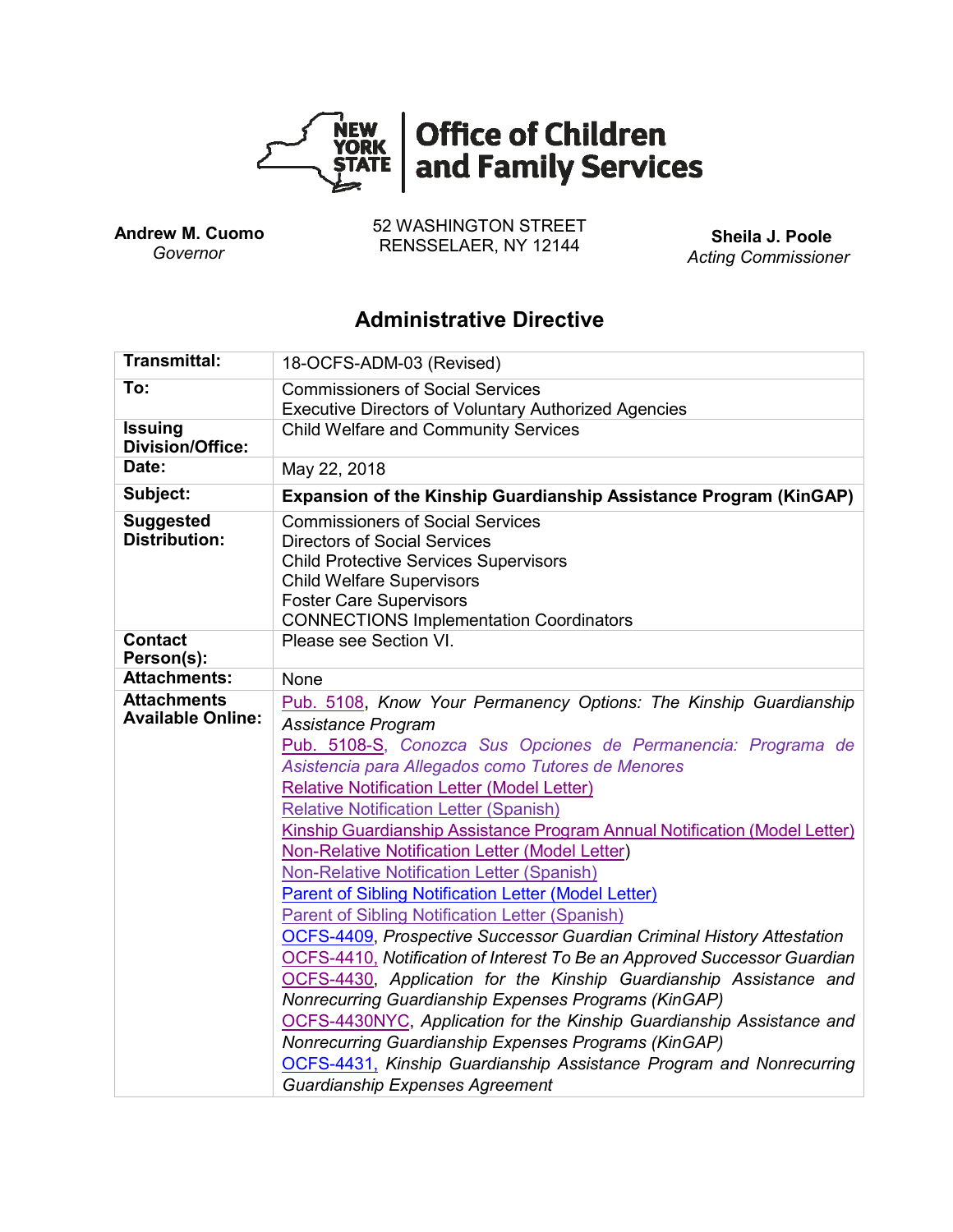**Office of Children and Family Services**

**Andrew M. Cuomo**
*Governor*

52 WASHINGTON STREET
RENSSELAER, NY 12144

**Sheila J. Poole**
*Acting Commissioner*

## Administrative Directive

| | |
|---|---|
| **Transmittal:** | 18-OCFS-ADM-03 (Revised) |
| **To:** | Commissioners of Social Services<br>Executive Directors of Voluntary Authorized Agencies |
| **Issuing Division/Office:** | Child Welfare and Community Services |
| **Date:** | May 22, 2018 |
| **Subject:** | **Expansion of the Kinship Guardianship Assistance Program (KinGAP)** |
| **Suggested Distribution:** | Commissioners of Social Services<br>Directors of Social Services<br>Child Protective Services Supervisors<br>Child Welfare Supervisors<br>Foster Care Supervisors<br>CONNECTIONS Implementation Coordinators |
| **Contact Person(s):** | Please see Section VI. |
| **Attachments:** | None |
| **Attachments Available Online:** | Pub. 5108, *Know Your Permanency Options: The Kinship Guardianship Assistance Program*<br>Pub. 5108-S, *Conozca Sus Opciones de Permanencia: Programa de Asistencia para Allegados como Tutores de Menores*<br>Relative Notification Letter (Model Letter)<br>Relative Notification Letter (Spanish)<br>Kinship Guardianship Assistance Program Annual Notification (Model Letter)<br>Non-Relative Notification Letter (Model Letter)<br>Non-Relative Notification Letter (Spanish)<br>Parent of Sibling Notification Letter (Model Letter)<br>Parent of Sibling Notification Letter (Spanish)<br>OCFS-4409, *Prospective Successor Guardian Criminal History Attestation*<br>OCFS-4410, *Notification of Interest To Be an Approved Successor Guardian*<br>OCFS-4430, *Application for the Kinship Guardianship Assistance and Nonrecurring Guardianship Expenses Programs (KinGAP)*<br>OCFS-4430NYC, *Application for the Kinship Guardianship Assistance and Nonrecurring Guardianship Expenses Programs (KinGAP)*<br>OCFS-4431, *Kinship Guardianship Assistance Program and Nonrecurring Guardianship Expenses Agreement* |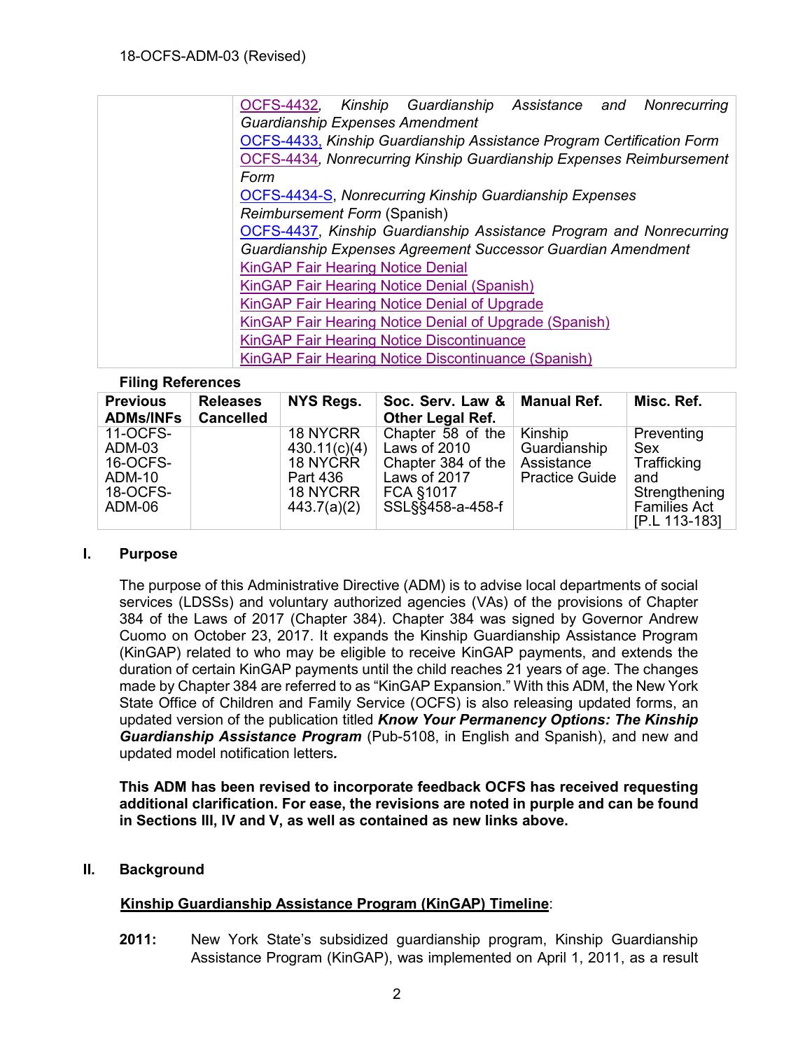| | |
|---|---|
| | OCFS-4432, *Kinship Guardianship Assistance and Nonrecurring Guardianship Expenses Amendment*<br>OCFS-4433, *Kinship Guardianship Assistance Program Certification Form*<br>OCFS-4434, *Nonrecurring Kinship Guardianship Expenses Reimbursement Form*<br>OCFS-4434-S, *Nonrecurring Kinship Guardianship Expenses Reimbursement Form* (Spanish)<br>OCFS-4437, *Kinship Guardianship Assistance Program and Nonrecurring Guardianship Expenses Agreement Successor Guardian Amendment*<br>KinGAP Fair Hearing Notice Denial<br>KinGAP Fair Hearing Notice Denial (Spanish)<br>KinGAP Fair Hearing Notice Denial of Upgrade<br>KinGAP Fair Hearing Notice Denial of Upgrade (Spanish)<br>KinGAP Fair Hearing Notice Discontinuance<br>KinGAP Fair Hearing Notice Discontinuance (Spanish) |

**Filing References**

| Previous ADMs/INFs | Releases Cancelled | NYS Regs. | Soc. Serv. Law & Other Legal Ref. | Manual Ref. | Misc. Ref. |
|---|---|---|---|---|---|
| 11-OCFS-ADM-03<br>16-OCFS-ADM-10<br>18-OCFS-ADM-06 | | 18 NYCRR 430.11(c)(4)<br>18 NYCRR Part 436<br>18 NYCRR 443.7(a)(2) | Chapter 58 of the Laws of 2010<br>Chapter 384 of the Laws of 2017<br>FCA §1017<br>SSL§§458-a-458-f | Kinship Guardianship Assistance Practice Guide | Preventing Sex Trafficking and Strengthening Families Act [P.L 113-183] |

## I. Purpose

The purpose of this Administrative Directive (ADM) is to advise local departments of social services (LDSSs) and voluntary authorized agencies (VAs) of the provisions of Chapter 384 of the Laws of 2017 (Chapter 384). Chapter 384 was signed by Governor Andrew Cuomo on October 23, 2017. It expands the Kinship Guardianship Assistance Program (KinGAP) related to who may be eligible to receive KinGAP payments, and extends the duration of certain KinGAP payments until the child reaches 21 years of age. The changes made by Chapter 384 are referred to as "KinGAP Expansion." With this ADM, the New York State Office of Children and Family Service (OCFS) is also releasing updated forms, an updated version of the publication titled ***Know Your Permanency Options: The Kinship Guardianship Assistance Program*** (Pub-5108, in English and Spanish), and new and updated model notification letters***.***

**This ADM has been revised to incorporate feedback OCFS has received requesting additional clarification. For ease, the revisions are noted in purple and can be found in Sections III, IV and V, as well as contained as new links above.**

## II. Background

<u>**Kinship Guardianship Assistance Program (KinGAP) Timeline**</u>:

**2011:** New York State's subsidized guardianship program, Kinship Guardianship Assistance Program (KinGAP), was implemented on April 1, 2011, as a result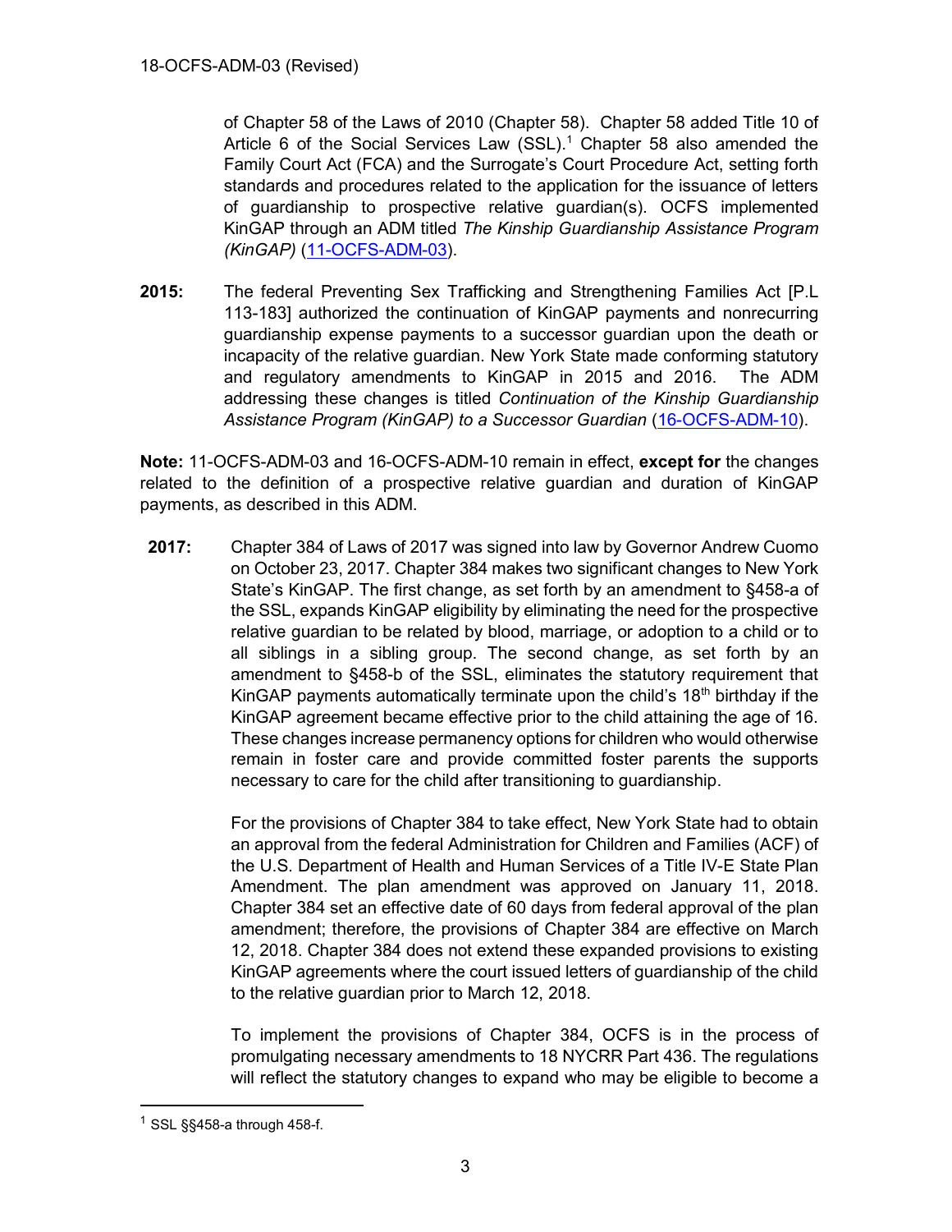of Chapter 58 of the Laws of 2010 (Chapter 58). Chapter 58 added Title 10 of Article 6 of the Social Services Law (SSL).[1] Chapter 58 also amended the Family Court Act (FCA) and the Surrogate's Court Procedure Act, setting forth standards and procedures related to the application for the issuance of letters of guardianship to prospective relative guardian(s). OCFS implemented KinGAP through an ADM titled *The Kinship Guardianship Assistance Program (KinGAP)* (11-OCFS-ADM-03).

**2015:** The federal Preventing Sex Trafficking and Strengthening Families Act [P.L 113-183] authorized the continuation of KinGAP payments and nonrecurring guardianship expense payments to a successor guardian upon the death or incapacity of the relative guardian. New York State made conforming statutory and regulatory amendments to KinGAP in 2015 and 2016. The ADM addressing these changes is titled *Continuation of the Kinship Guardianship Assistance Program (KinGAP) to a Successor Guardian* (16-OCFS-ADM-10).

**Note:** 11-OCFS-ADM-03 and 16-OCFS-ADM-10 remain in effect, **except for** the changes related to the definition of a prospective relative guardian and duration of KinGAP payments, as described in this ADM.

**2017:** Chapter 384 of Laws of 2017 was signed into law by Governor Andrew Cuomo on October 23, 2017. Chapter 384 makes two significant changes to New York State's KinGAP. The first change, as set forth by an amendment to §458-a of the SSL, expands KinGAP eligibility by eliminating the need for the prospective relative guardian to be related by blood, marriage, or adoption to a child or to all siblings in a sibling group. The second change, as set forth by an amendment to §458-b of the SSL, eliminates the statutory requirement that KinGAP payments automatically terminate upon the child's 18th birthday if the KinGAP agreement became effective prior to the child attaining the age of 16. These changes increase permanency options for children who would otherwise remain in foster care and provide committed foster parents the supports necessary to care for the child after transitioning to guardianship.

For the provisions of Chapter 384 to take effect, New York State had to obtain an approval from the federal Administration for Children and Families (ACF) of the U.S. Department of Health and Human Services of a Title IV-E State Plan Amendment. The plan amendment was approved on January 11, 2018. Chapter 384 set an effective date of 60 days from federal approval of the plan amendment; therefore, the provisions of Chapter 384 are effective on March 12, 2018. Chapter 384 does not extend these expanded provisions to existing KinGAP agreements where the court issued letters of guardianship of the child to the relative guardian prior to March 12, 2018.

To implement the provisions of Chapter 384, OCFS is in the process of promulgating necessary amendments to 18 NYCRR Part 436. The regulations will reflect the statutory changes to expand who may be eligible to become a

[1] SSL §§458-a through 458-f.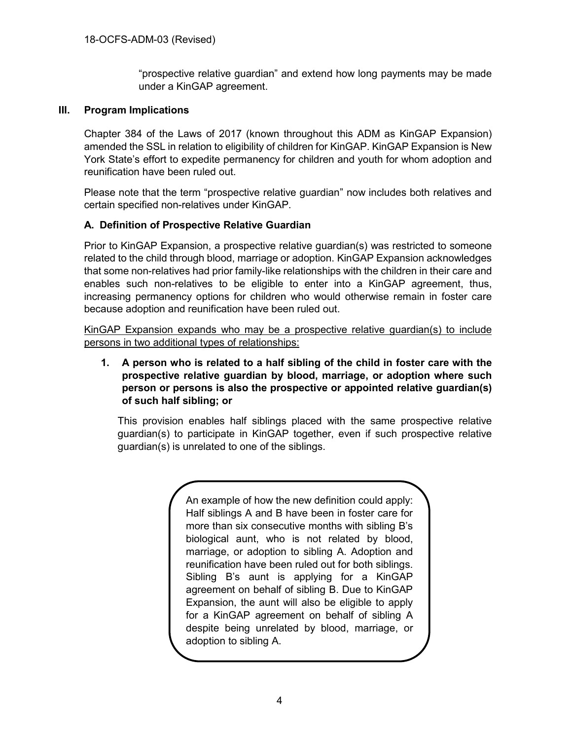"prospective relative guardian" and extend how long payments may be made under a KinGAP agreement.

## III. Program Implications

Chapter 384 of the Laws of 2017 (known throughout this ADM as KinGAP Expansion) amended the SSL in relation to eligibility of children for KinGAP. KinGAP Expansion is New York State's effort to expedite permanency for children and youth for whom adoption and reunification have been ruled out.

Please note that the term "prospective relative guardian" now includes both relatives and certain specified non-relatives under KinGAP.

### A. Definition of Prospective Relative Guardian

Prior to KinGAP Expansion, a prospective relative guardian(s) was restricted to someone related to the child through blood, marriage or adoption. KinGAP Expansion acknowledges that some non-relatives had prior family-like relationships with the children in their care and enables such non-relatives to be eligible to enter into a KinGAP agreement, thus, increasing permanency options for children who would otherwise remain in foster care because adoption and reunification have been ruled out.

<u>KinGAP Expansion expands who may be a prospective relative guardian(s) to include persons in two additional types of relationships:</u>

1. **A person who is related to a half sibling of the child in foster care with the prospective relative guardian by blood, marriage, or adoption where such person or persons is also the prospective or appointed relative guardian(s) of such half sibling; or**

   This provision enables half siblings placed with the same prospective relative guardian(s) to participate in KinGAP together, even if such prospective relative guardian(s) is unrelated to one of the siblings.

> An example of how the new definition could apply: Half siblings A and B have been in foster care for more than six consecutive months with sibling B's biological aunt, who is not related by blood, marriage, or adoption to sibling A. Adoption and reunification have been ruled out for both siblings. Sibling B's aunt is applying for a KinGAP agreement on behalf of sibling B. Due to KinGAP Expansion, the aunt will also be eligible to apply for a KinGAP agreement on behalf of sibling A despite being unrelated by blood, marriage, or adoption to sibling A.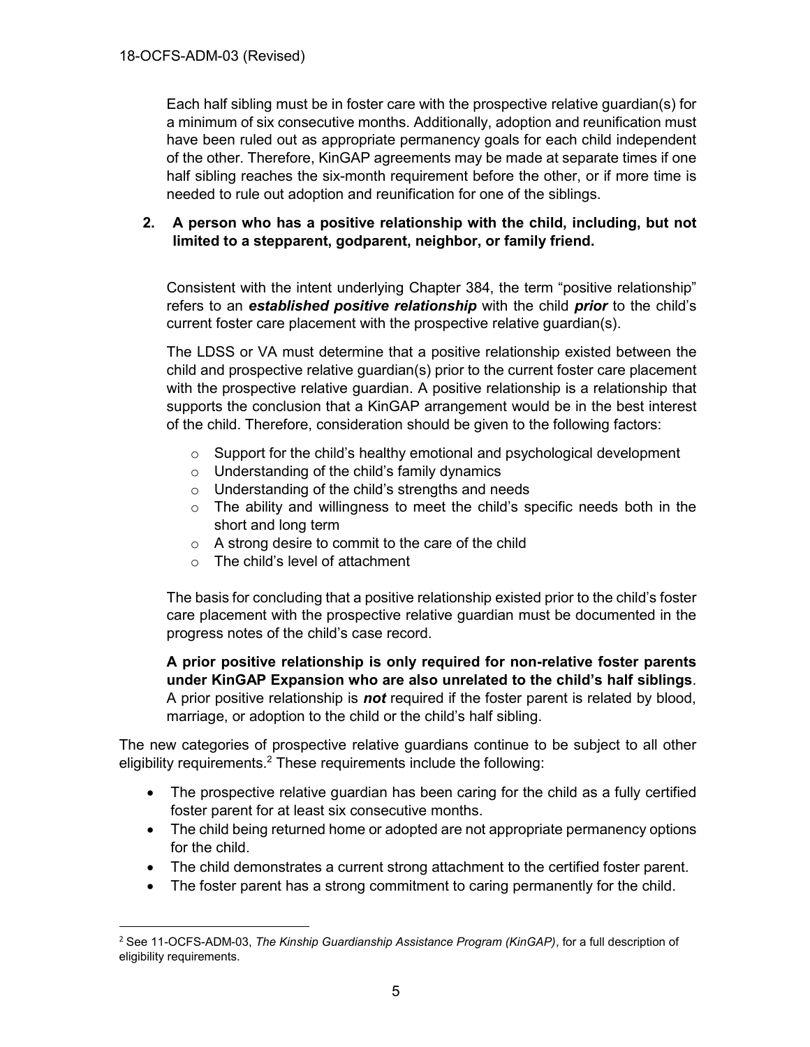Each half sibling must be in foster care with the prospective relative guardian(s) for a minimum of six consecutive months. Additionally, adoption and reunification must have been ruled out as appropriate permanency goals for each child independent of the other. Therefore, KinGAP agreements may be made at separate times if one half sibling reaches the six-month requirement before the other, or if more time is needed to rule out adoption and reunification for one of the siblings.

**2. A person who has a positive relationship with the child, including, but not limited to a stepparent, godparent, neighbor, or family friend.**

Consistent with the intent underlying Chapter 384, the term "positive relationship" refers to an ***established positive relationship*** with the child ***prior*** to the child's current foster care placement with the prospective relative guardian(s).

The LDSS or VA must determine that a positive relationship existed between the child and prospective relative guardian(s) prior to the current foster care placement with the prospective relative guardian. A positive relationship is a relationship that supports the conclusion that a KinGAP arrangement would be in the best interest of the child. Therefore, consideration should be given to the following factors:

- Support for the child's healthy emotional and psychological development
- Understanding of the child's family dynamics
- Understanding of the child's strengths and needs
- The ability and willingness to meet the child's specific needs both in the short and long term
- A strong desire to commit to the care of the child
- The child's level of attachment

The basis for concluding that a positive relationship existed prior to the child's foster care placement with the prospective relative guardian must be documented in the progress notes of the child's case record.

**A prior positive relationship is only required for non-relative foster parents under KinGAP Expansion who are also unrelated to the child's half siblings**. A prior positive relationship is ***not*** required if the foster parent is related by blood, marriage, or adoption to the child or the child's half sibling.

The new categories of prospective relative guardians continue to be subject to all other eligibility requirements.[2] These requirements include the following:

- The prospective relative guardian has been caring for the child as a fully certified foster parent for at least six consecutive months.
- The child being returned home or adopted are not appropriate permanency options for the child.
- The child demonstrates a current strong attachment to the certified foster parent.
- The foster parent has a strong commitment to caring permanently for the child.

[2] See 11-OCFS-ADM-03, *The Kinship Guardianship Assistance Program (KinGAP)*, for a full description of eligibility requirements.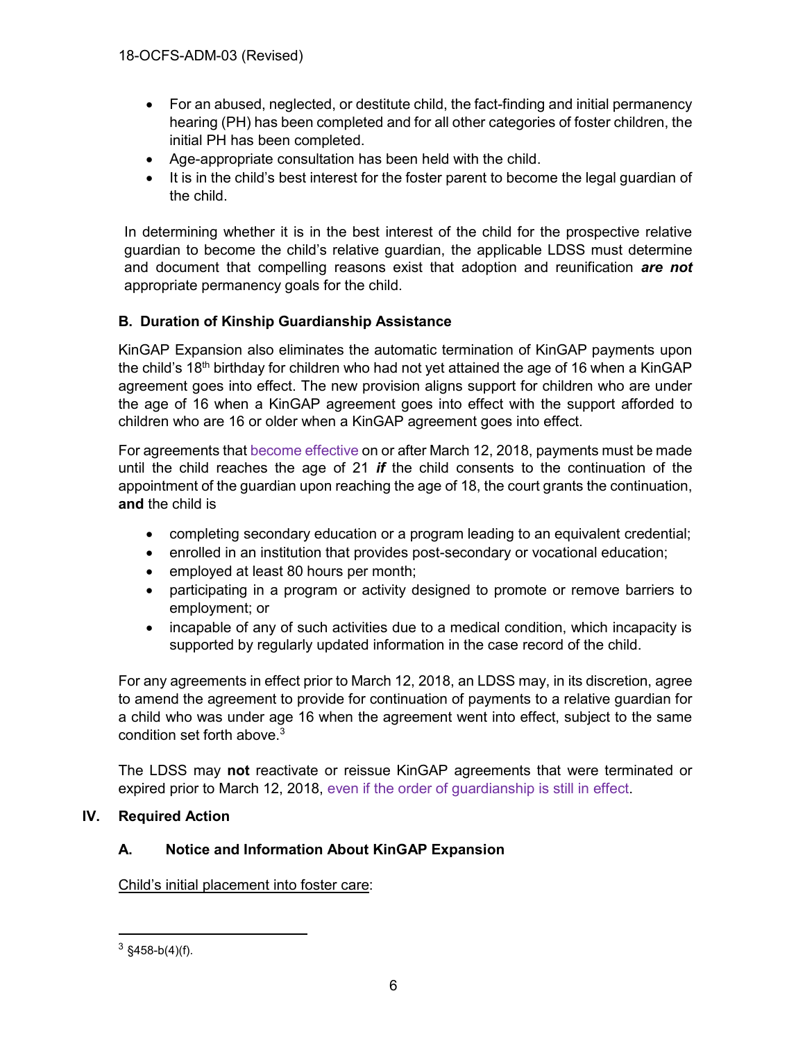- For an abused, neglected, or destitute child, the fact-finding and initial permanency hearing (PH) has been completed and for all other categories of foster children, the initial PH has been completed.
- Age-appropriate consultation has been held with the child.
- It is in the child's best interest for the foster parent to become the legal guardian of the child.

In determining whether it is in the best interest of the child for the prospective relative guardian to become the child's relative guardian, the applicable LDSS must determine and document that compelling reasons exist that adoption and reunification ***are not*** appropriate permanency goals for the child.

### B. Duration of Kinship Guardianship Assistance

KinGAP Expansion also eliminates the automatic termination of KinGAP payments upon the child's 18th birthday for children who had not yet attained the age of 16 when a KinGAP agreement goes into effect. The new provision aligns support for children who are under the age of 16 when a KinGAP agreement goes into effect with the support afforded to children who are 16 or older when a KinGAP agreement goes into effect.

For agreements that become effective on or after March 12, 2018, payments must be made until the child reaches the age of 21 ***if*** the child consents to the continuation of the appointment of the guardian upon reaching the age of 18, the court grants the continuation, **and** the child is

- completing secondary education or a program leading to an equivalent credential;
- enrolled in an institution that provides post-secondary or vocational education;
- employed at least 80 hours per month;
- participating in a program or activity designed to promote or remove barriers to employment; or
- incapable of any of such activities due to a medical condition, which incapacity is supported by regularly updated information in the case record of the child.

For any agreements in effect prior to March 12, 2018, an LDSS may, in its discretion, agree to amend the agreement to provide for continuation of payments to a relative guardian for a child who was under age 16 when the agreement went into effect, subject to the same condition set forth above.[3]

The LDSS may **not** reactivate or reissue KinGAP agreements that were terminated or expired prior to March 12, 2018, even if the order of guardianship is still in effect.

## IV. Required Action

### A. Notice and Information About KinGAP Expansion

<u>Child's initial placement into foster care</u>:

[3] §458-b(4)(f).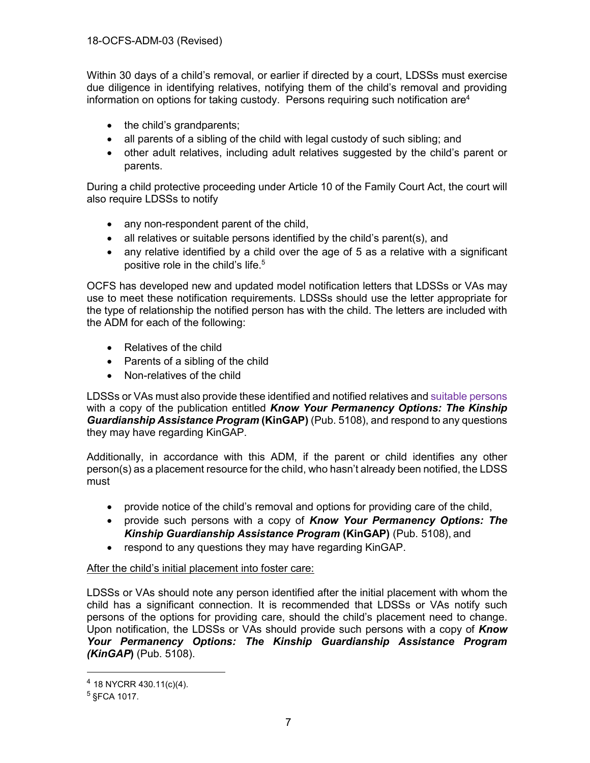Within 30 days of a child's removal, or earlier if directed by a court, LDSSs must exercise due diligence in identifying relatives, notifying them of the child's removal and providing information on options for taking custody. Persons requiring such notification are[4]

- the child's grandparents;
- all parents of a sibling of the child with legal custody of such sibling; and
- other adult relatives, including adult relatives suggested by the child's parent or parents.

During a child protective proceeding under Article 10 of the Family Court Act, the court will also require LDSSs to notify

- any non-respondent parent of the child,
- all relatives or suitable persons identified by the child's parent(s), and
- any relative identified by a child over the age of 5 as a relative with a significant positive role in the child's life.[5]

OCFS has developed new and updated model notification letters that LDSSs or VAs may use to meet these notification requirements. LDSSs should use the letter appropriate for the type of relationship the notified person has with the child. The letters are included with the ADM for each of the following:

- Relatives of the child
- Parents of a sibling of the child
- Non-relatives of the child

LDSSs or VAs must also provide these identified and notified relatives and suitable persons with a copy of the publication entitled ***Know Your Permanency Options: The Kinship Guardianship Assistance Program* (KinGAP)** (Pub. 5108), and respond to any questions they may have regarding KinGAP.

Additionally, in accordance with this ADM, if the parent or child identifies any other person(s) as a placement resource for the child, who hasn't already been notified, the LDSS must

- provide notice of the child's removal and options for providing care of the child,
- provide such persons with a copy of ***Know Your Permanency Options: The Kinship Guardianship Assistance Program* (KinGAP)** (Pub. 5108), and
- respond to any questions they may have regarding KinGAP.

<u>After the child's initial placement into foster care:</u>

LDSSs or VAs should note any person identified after the initial placement with whom the child has a significant connection. It is recommended that LDSSs or VAs notify such persons of the options for providing care, should the child's placement need to change. Upon notification, the LDSSs or VAs should provide such persons with a copy of ***Know Your Permanency Options: The Kinship Guardianship Assistance Program (KinGAP)*** (Pub. 5108).

---

[4] 18 NYCRR 430.11(c)(4).

[5] §FCA 1017.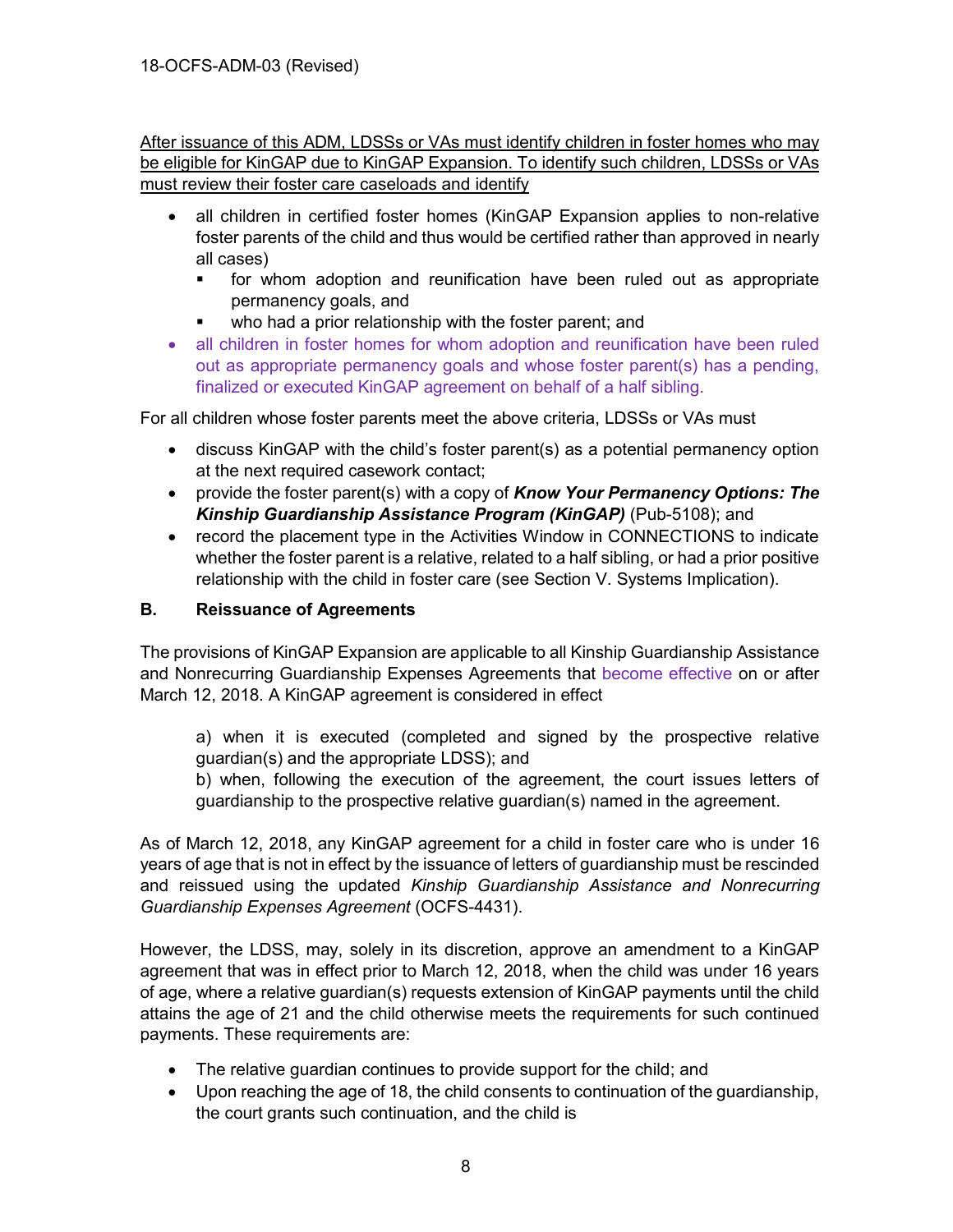After issuance of this ADM, LDSSs or VAs must identify children in foster homes who may be eligible for KinGAP due to KinGAP Expansion. To identify such children, LDSSs or VAs must review their foster care caseloads and identify

- all children in certified foster homes (KinGAP Expansion applies to non-relative foster parents of the child and thus would be certified rather than approved in nearly all cases)
  - for whom adoption and reunification have been ruled out as appropriate permanency goals, and
  - who had a prior relationship with the foster parent; and
- all children in foster homes for whom adoption and reunification have been ruled out as appropriate permanency goals and whose foster parent(s) has a pending, finalized or executed KinGAP agreement on behalf of a half sibling.

For all children whose foster parents meet the above criteria, LDSSs or VAs must

- discuss KinGAP with the child's foster parent(s) as a potential permanency option at the next required casework contact;
- provide the foster parent(s) with a copy of ***Know Your Permanency Options: The Kinship Guardianship Assistance Program (KinGAP)*** (Pub-5108); and
- record the placement type in the Activities Window in CONNECTIONS to indicate whether the foster parent is a relative, related to a half sibling, or had a prior positive relationship with the child in foster care (see Section V. Systems Implication).

### B. Reissuance of Agreements

The provisions of KinGAP Expansion are applicable to all Kinship Guardianship Assistance and Nonrecurring Guardianship Expenses Agreements that become effective on or after March 12, 2018. A KinGAP agreement is considered in effect

> a) when it is executed (completed and signed by the prospective relative guardian(s) and the appropriate LDSS); and
>
> b) when, following the execution of the agreement, the court issues letters of guardianship to the prospective relative guardian(s) named in the agreement.

As of March 12, 2018, any KinGAP agreement for a child in foster care who is under 16 years of age that is not in effect by the issuance of letters of guardianship must be rescinded and reissued using the updated *Kinship Guardianship Assistance and Nonrecurring Guardianship Expenses Agreement* (OCFS-4431).

However, the LDSS, may, solely in its discretion, approve an amendment to a KinGAP agreement that was in effect prior to March 12, 2018, when the child was under 16 years of age, where a relative guardian(s) requests extension of KinGAP payments until the child attains the age of 21 and the child otherwise meets the requirements for such continued payments. These requirements are:

- The relative guardian continues to provide support for the child; and
- Upon reaching the age of 18, the child consents to continuation of the guardianship, the court grants such continuation, and the child is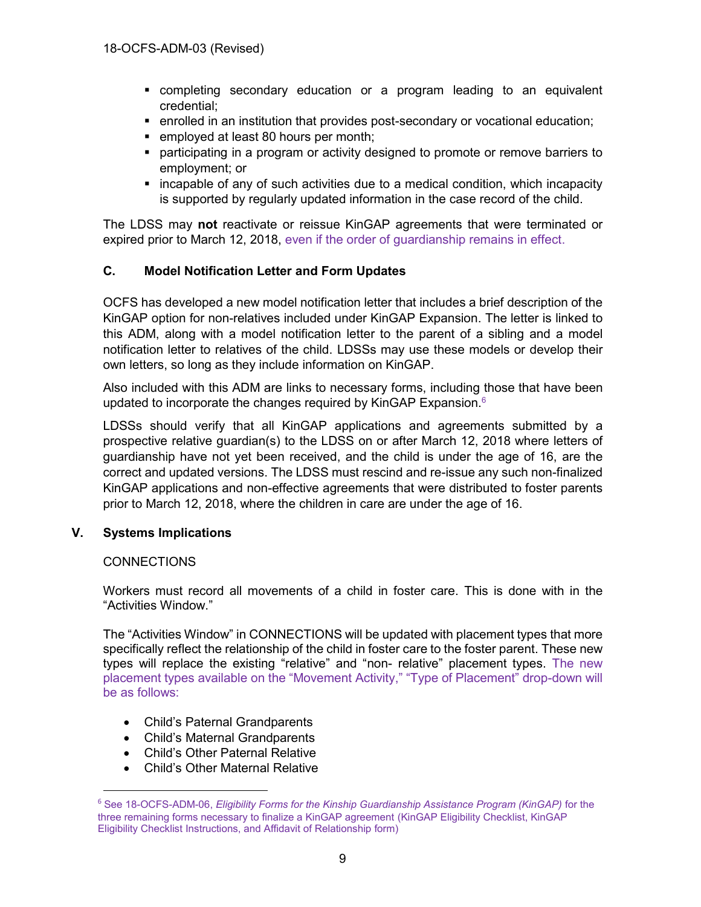- completing secondary education or a program leading to an equivalent credential;
- enrolled in an institution that provides post-secondary or vocational education;
- employed at least 80 hours per month;
- participating in a program or activity designed to promote or remove barriers to employment; or
- incapable of any of such activities due to a medical condition, which incapacity is supported by regularly updated information in the case record of the child.

The LDSS may **not** reactivate or reissue KinGAP agreements that were terminated or expired prior to March 12, 2018, even if the order of guardianship remains in effect.

### C. Model Notification Letter and Form Updates

OCFS has developed a new model notification letter that includes a brief description of the KinGAP option for non-relatives included under KinGAP Expansion. The letter is linked to this ADM, along with a model notification letter to the parent of a sibling and a model notification letter to relatives of the child. LDSSs may use these models or develop their own letters, so long as they include information on KinGAP.

Also included with this ADM are links to necessary forms, including those that have been updated to incorporate the changes required by KinGAP Expansion.[6]

LDSSs should verify that all KinGAP applications and agreements submitted by a prospective relative guardian(s) to the LDSS on or after March 12, 2018 where letters of guardianship have not yet been received, and the child is under the age of 16, are the correct and updated versions. The LDSS must rescind and re-issue any such non-finalized KinGAP applications and non-effective agreements that were distributed to foster parents prior to March 12, 2018, where the children in care are under the age of 16.

## V. Systems Implications

CONNECTIONS

Workers must record all movements of a child in foster care. This is done with in the "Activities Window."

The "Activities Window" in CONNECTIONS will be updated with placement types that more specifically reflect the relationship of the child in foster care to the foster parent. These new types will replace the existing "relative" and "non- relative" placement types. The new placement types available on the "Movement Activity," "Type of Placement" drop-down will be as follows:

- Child's Paternal Grandparents
- Child's Maternal Grandparents
- Child's Other Paternal Relative
- Child's Other Maternal Relative

---

[6] See 18-OCFS-ADM-06, *Eligibility Forms for the Kinship Guardianship Assistance Program (KinGAP)* for the three remaining forms necessary to finalize a KinGAP agreement (KinGAP Eligibility Checklist, KinGAP Eligibility Checklist Instructions, and Affidavit of Relationship form)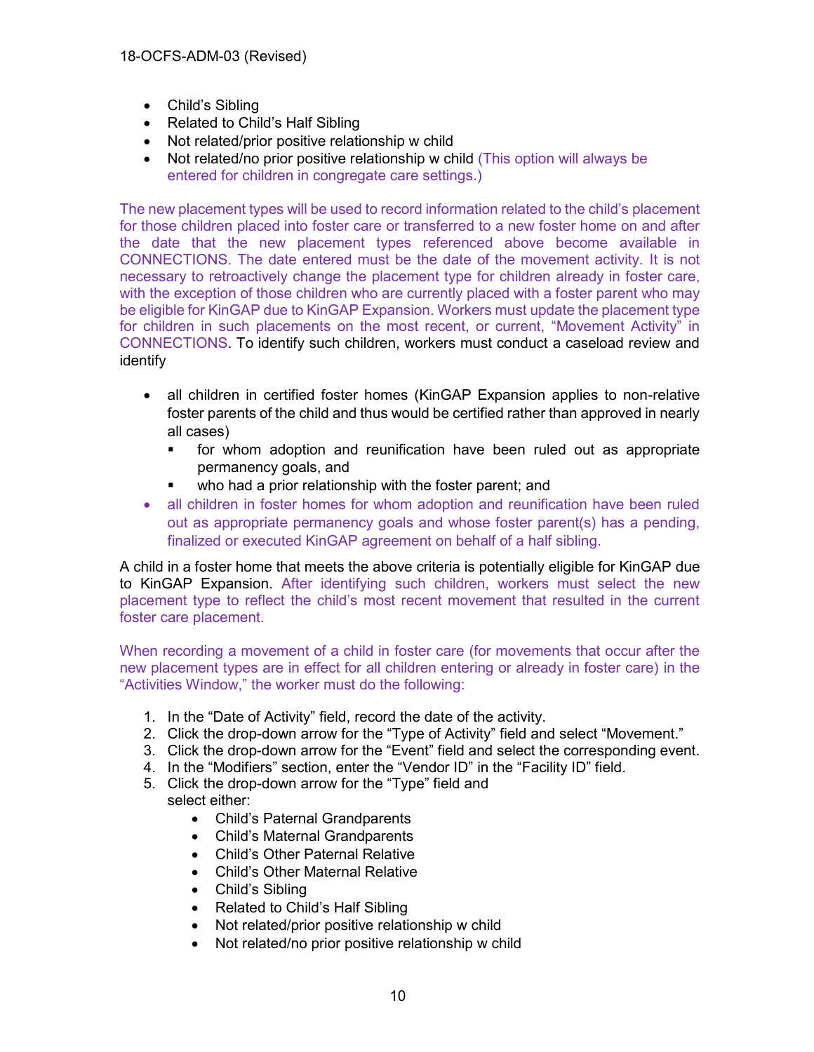- Child's Sibling
- Related to Child's Half Sibling
- Not related/prior positive relationship w child
- Not related/no prior positive relationship w child (This option will always be entered for children in congregate care settings.)

The new placement types will be used to record information related to the child's placement for those children placed into foster care or transferred to a new foster home on and after the date that the new placement types referenced above become available in CONNECTIONS. The date entered must be the date of the movement activity. It is not necessary to retroactively change the placement type for children already in foster care, with the exception of those children who are currently placed with a foster parent who may be eligible for KinGAP due to KinGAP Expansion. Workers must update the placement type for children in such placements on the most recent, or current, "Movement Activity" in CONNECTIONS. To identify such children, workers must conduct a caseload review and identify

- all children in certified foster homes (KinGAP Expansion applies to non-relative foster parents of the child and thus would be certified rather than approved in nearly all cases)
  - for whom adoption and reunification have been ruled out as appropriate permanency goals, and
  - who had a prior relationship with the foster parent; and
- all children in foster homes for whom adoption and reunification have been ruled out as appropriate permanency goals and whose foster parent(s) has a pending, finalized or executed KinGAP agreement on behalf of a half sibling.

A child in a foster home that meets the above criteria is potentially eligible for KinGAP due to KinGAP Expansion. After identifying such children, workers must select the new placement type to reflect the child's most recent movement that resulted in the current foster care placement.

When recording a movement of a child in foster care (for movements that occur after the new placement types are in effect for all children entering or already in foster care) in the "Activities Window," the worker must do the following:

1. In the "Date of Activity" field, record the date of the activity.
2. Click the drop-down arrow for the "Type of Activity" field and select "Movement."
3. Click the drop-down arrow for the "Event" field and select the corresponding event.
4. In the "Modifiers" section, enter the "Vendor ID" in the "Facility ID" field.
5. Click the drop-down arrow for the "Type" field and select either:
   - Child's Paternal Grandparents
   - Child's Maternal Grandparents
   - Child's Other Paternal Relative
   - Child's Other Maternal Relative
   - Child's Sibling
   - Related to Child's Half Sibling
   - Not related/prior positive relationship w child
   - Not related/no prior positive relationship w child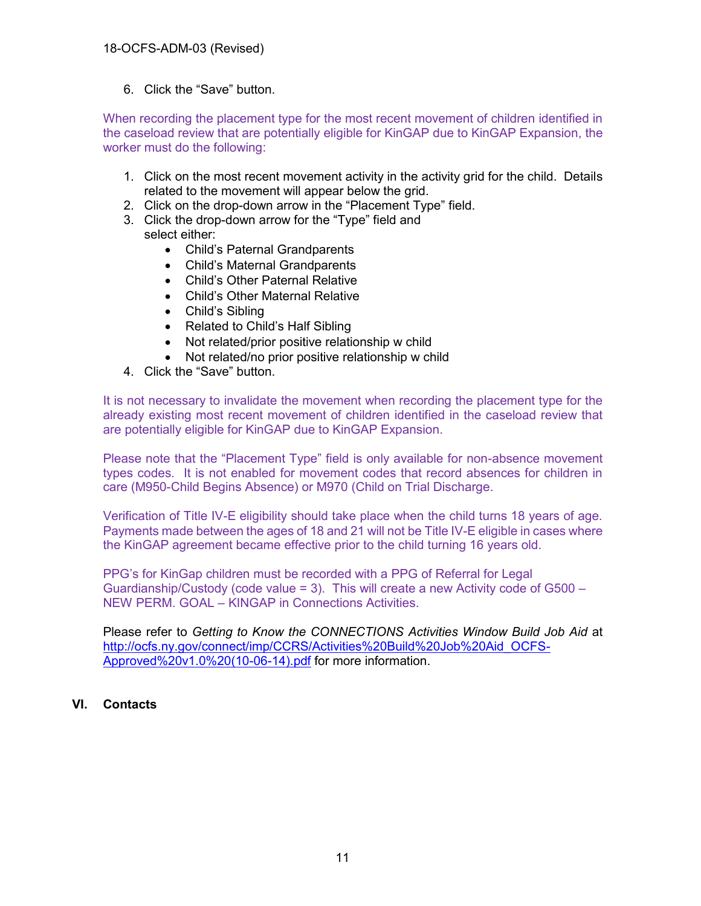6. Click the "Save" button.

When recording the placement type for the most recent movement of children identified in the caseload review that are potentially eligible for KinGAP due to KinGAP Expansion, the worker must do the following:

1. Click on the most recent movement activity in the activity grid for the child. Details related to the movement will appear below the grid.
2. Click on the drop-down arrow in the "Placement Type" field.
3. Click the drop-down arrow for the "Type" field and select either:
   - Child's Paternal Grandparents
   - Child's Maternal Grandparents
   - Child's Other Paternal Relative
   - Child's Other Maternal Relative
   - Child's Sibling
   - Related to Child's Half Sibling
   - Not related/prior positive relationship w child
   - Not related/no prior positive relationship w child
4. Click the "Save" button.

It is not necessary to invalidate the movement when recording the placement type for the already existing most recent movement of children identified in the caseload review that are potentially eligible for KinGAP due to KinGAP Expansion.

Please note that the "Placement Type" field is only available for non-absence movement types codes. It is not enabled for movement codes that record absences for children in care (M950-Child Begins Absence) or M970 (Child on Trial Discharge.

Verification of Title IV-E eligibility should take place when the child turns 18 years of age. Payments made between the ages of 18 and 21 will not be Title IV-E eligible in cases where the KinGAP agreement became effective prior to the child turning 16 years old.

PPG's for KinGap children must be recorded with a PPG of Referral for Legal Guardianship/Custody (code value = 3). This will create a new Activity code of G500 – NEW PERM. GOAL – KINGAP in Connections Activities.

Please refer to *Getting to Know the CONNECTIONS Activities Window Build Job Aid* at http://ocfs.ny.gov/connect/imp/CCRS/Activities%20Build%20Job%20Aid_OCFS-Approved%20v1.0%20(10-06-14).pdf for more information.

## VI. Contacts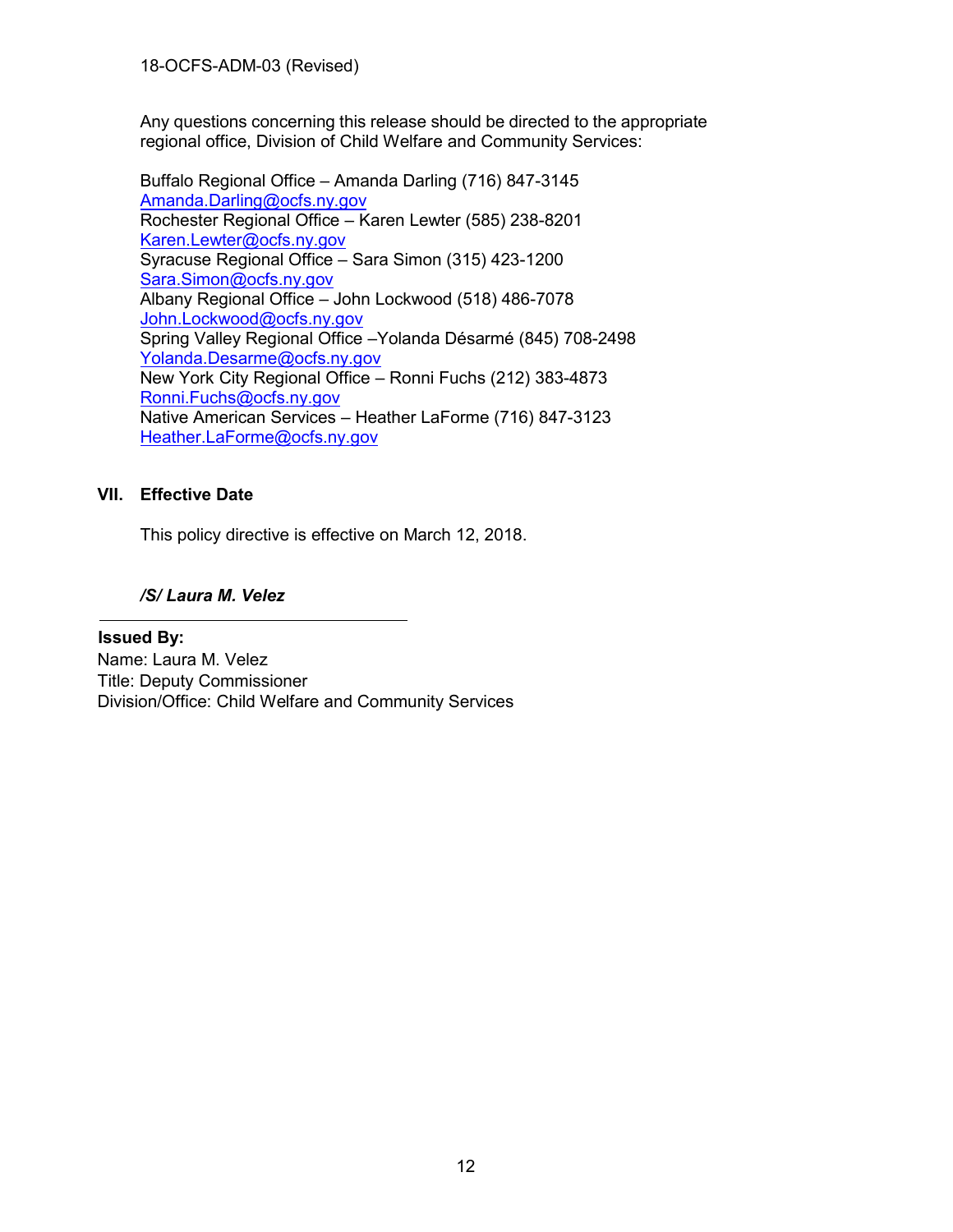Any questions concerning this release should be directed to the appropriate regional office, Division of Child Welfare and Community Services:

Buffalo Regional Office – Amanda Darling (716) 847-3145
Amanda.Darling@ocfs.ny.gov
Rochester Regional Office – Karen Lewter (585) 238-8201
Karen.Lewter@ocfs.ny.gov
Syracuse Regional Office – Sara Simon (315) 423-1200
Sara.Simon@ocfs.ny.gov
Albany Regional Office – John Lockwood (518) 486-7078
John.Lockwood@ocfs.ny.gov
Spring Valley Regional Office –Yolanda Désarmé (845) 708-2498
Yolanda.Desarme@ocfs.ny.gov
New York City Regional Office – Ronni Fuchs (212) 383-4873
Ronni.Fuchs@ocfs.ny.gov
Native American Services – Heather LaForme (716) 847-3123
Heather.LaForme@ocfs.ny.gov

## VII. Effective Date

This policy directive is effective on March 12, 2018.

***/S/ Laura M. Velez***

**Issued By:**
Name: Laura M. Velez
Title: Deputy Commissioner
Division/Office: Child Welfare and Community Services